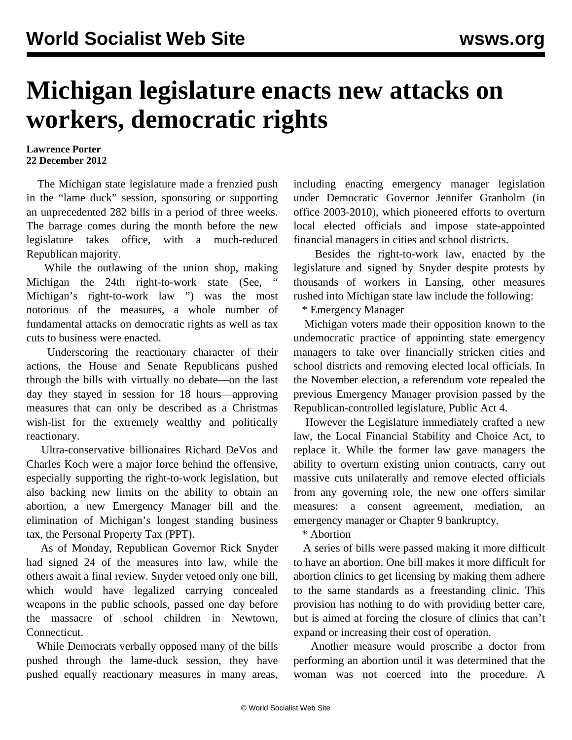# Michigan legislature enacts new attacks on workers, democratic rights

**Lawrence Porter**
**22 December 2012**

The Michigan state legislature made a frenzied push in the “lame duck” session, sponsoring or supporting an unprecedented 282 bills in a period of three weeks. The barrage comes during the month before the new legislature takes office, with a much-reduced Republican majority.

While the outlawing of the union shop, making Michigan the 24th right-to-work state (See, “ Michigan’s right-to-work law ”) was the most notorious of the measures, a whole number of fundamental attacks on democratic rights as well as tax cuts to business were enacted.

Underscoring the reactionary character of their actions, the House and Senate Republicans pushed through the bills with virtually no debate—on the last day they stayed in session for 18 hours—approving measures that can only be described as a Christmas wish-list for the extremely wealthy and politically reactionary.

Ultra-conservative billionaires Richard DeVos and Charles Koch were a major force behind the offensive, especially supporting the right-to-work legislation, but also backing new limits on the ability to obtain an abortion, a new Emergency Manager bill and the elimination of Michigan’s longest standing business tax, the Personal Property Tax (PPT).

As of Monday, Republican Governor Rick Snyder had signed 24 of the measures into law, while the others await a final review. Snyder vetoed only one bill, which would have legalized carrying concealed weapons in the public schools, passed one day before the massacre of school children in Newtown, Connecticut.

While Democrats verbally opposed many of the bills pushed through the lame-duck session, they have pushed equally reactionary measures in many areas, including enacting emergency manager legislation under Democratic Governor Jennifer Granholm (in office 2003-2010), which pioneered efforts to overturn local elected officials and impose state-appointed financial managers in cities and school districts.

Besides the right-to-work law, enacted by the legislature and signed by Snyder despite protests by thousands of workers in Lansing, other measures rushed into Michigan state law include the following:

* Emergency Manager

Michigan voters made their opposition known to the undemocratic practice of appointing state emergency managers to take over financially stricken cities and school districts and removing elected local officials. In the November election, a referendum vote repealed the previous Emergency Manager provision passed by the Republican-controlled legislature, Public Act 4.

However the Legislature immediately crafted a new law, the Local Financial Stability and Choice Act, to replace it. While the former law gave managers the ability to overturn existing union contracts, carry out massive cuts unilaterally and remove elected officials from any governing role, the new one offers similar measures: a consent agreement, mediation, an emergency manager or Chapter 9 bankruptcy.

* Abortion

A series of bills were passed making it more difficult to have an abortion. One bill makes it more difficult for abortion clinics to get licensing by making them adhere to the same standards as a freestanding clinic. This provision has nothing to do with providing better care, but is aimed at forcing the closure of clinics that can’t expand or increasing their cost of operation.

Another measure would proscribe a doctor from performing an abortion until it was determined that the woman was not coerced into the procedure. A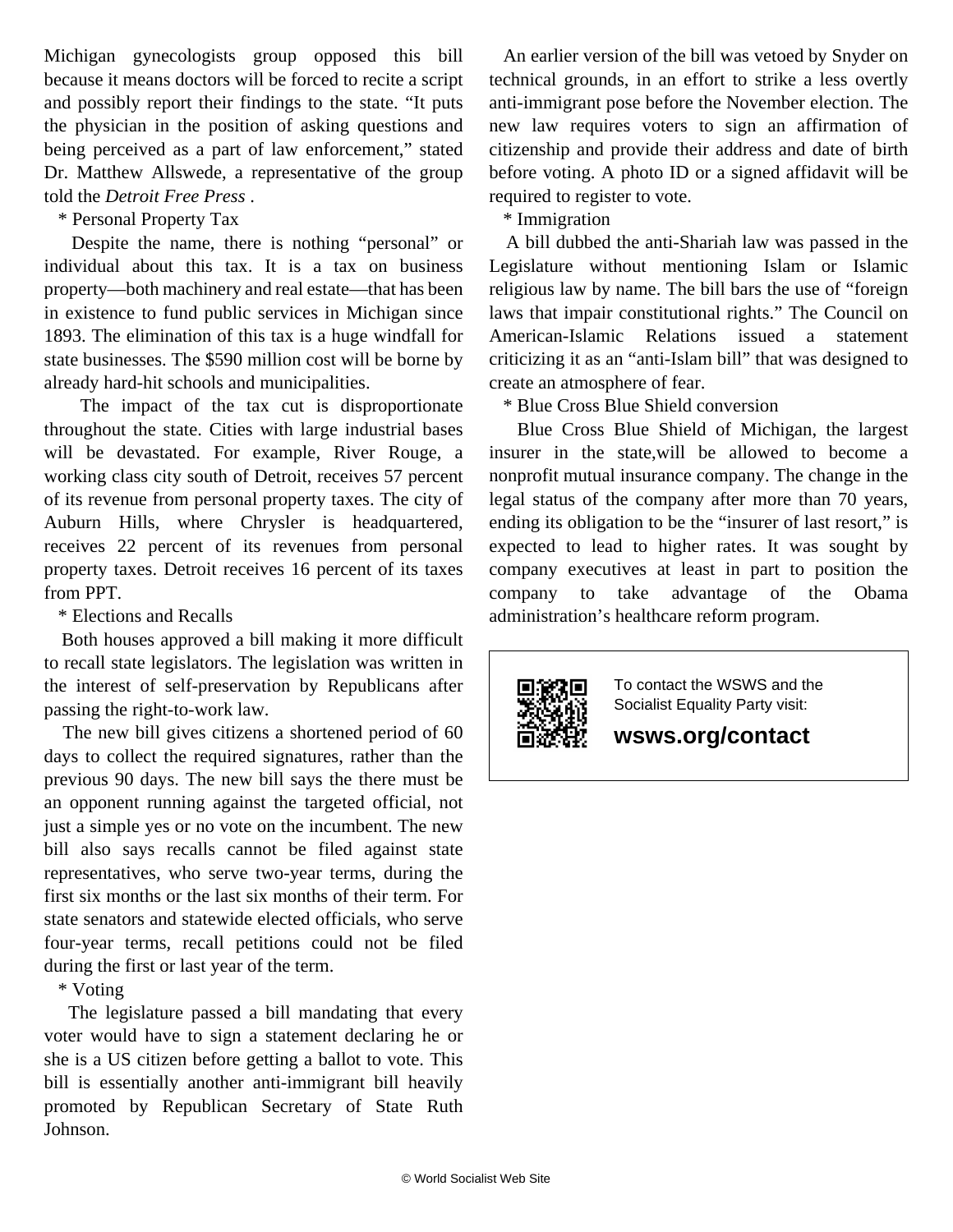Michigan gynecologists group opposed this bill because it means doctors will be forced to recite a script and possibly report their findings to the state. "It puts the physician in the position of asking questions and being perceived as a part of law enforcement," stated Dr. Matthew Allswede, a representative of the group told the *Detroit Free Press* .

* Personal Property Tax

Despite the name, there is nothing "personal" or individual about this tax. It is a tax on business property—both machinery and real estate—that has been in existence to fund public services in Michigan since 1893. The elimination of this tax is a huge windfall for state businesses. The $590 million cost will be borne by already hard-hit schools and municipalities.

The impact of the tax cut is disproportionate throughout the state. Cities with large industrial bases will be devastated. For example, River Rouge, a working class city south of Detroit, receives 57 percent of its revenue from personal property taxes. The city of Auburn Hills, where Chrysler is headquartered, receives 22 percent of its revenues from personal property taxes. Detroit receives 16 percent of its taxes from PPT.

* Elections and Recalls

Both houses approved a bill making it more difficult to recall state legislators. The legislation was written in the interest of self-preservation by Republicans after passing the right-to-work law.

The new bill gives citizens a shortened period of 60 days to collect the required signatures, rather than the previous 90 days. The new bill says the there must be an opponent running against the targeted official, not just a simple yes or no vote on the incumbent. The new bill also says recalls cannot be filed against state representatives, who serve two-year terms, during the first six months or the last six months of their term. For state senators and statewide elected officials, who serve four-year terms, recall petitions could not be filed during the first or last year of the term.

* Voting

The legislature passed a bill mandating that every voter would have to sign a statement declaring he or she is a US citizen before getting a ballot to vote. This bill is essentially another anti-immigrant bill heavily promoted by Republican Secretary of State Ruth Johnson.

An earlier version of the bill was vetoed by Snyder on technical grounds, in an effort to strike a less overtly anti-immigrant pose before the November election. The new law requires voters to sign an affirmation of citizenship and provide their address and date of birth before voting. A photo ID or a signed affidavit will be required to register to vote.

* Immigration

A bill dubbed the anti-Shariah law was passed in the Legislature without mentioning Islam or Islamic religious law by name. The bill bars the use of "foreign laws that impair constitutional rights." The Council on American-Islamic Relations issued a statement criticizing it as an "anti-Islam bill" that was designed to create an atmosphere of fear.

* Blue Cross Blue Shield conversion

Blue Cross Blue Shield of Michigan, the largest insurer in the state,will be allowed to become a nonprofit mutual insurance company. The change in the legal status of the company after more than 70 years, ending its obligation to be the "insurer of last resort," is expected to lead to higher rates. It was sought by company executives at least in part to position the company to take advantage of the Obama administration's healthcare reform program.

To contact the WSWS and the Socialist Equality Party visit:

**wsws.org/contact**